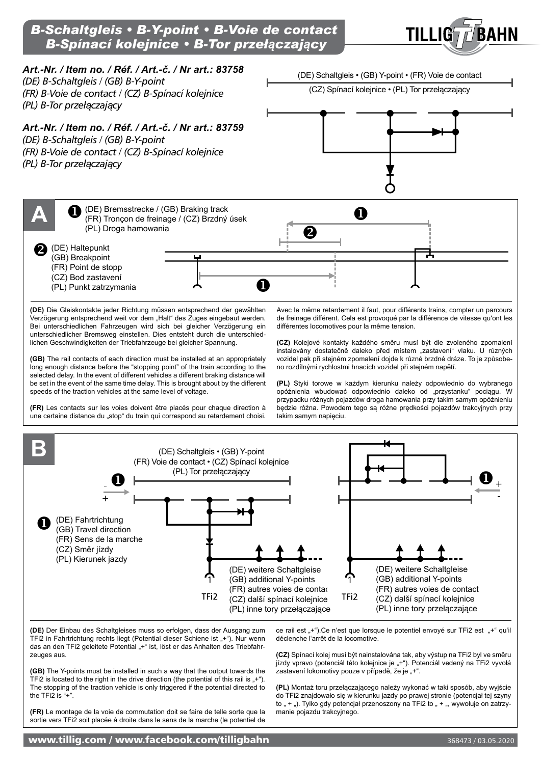# B-Schaltgleis • B-Y-point • B-Voie de contact
# B-Spínací kolejnice • B-Tor przełączający

TILLIG BAHN

***Art.-Nr. / Item no. / Réf. / Art.-č. / Nr art.: 83758***
*(DE) B-Schaltgleis / (GB) B-Y-point*
*(FR) B-Voie de contact / (CZ) B-Spínací kolejnice*
*(PL) B-Tor przełączający*

***Art.-Nr. / Item no. / Réf. / Art.-č. / Nr art.: 83759***
*(DE) B-Schaltgleis / (GB) B-Y-point*
*(FR) B-Voie de contact / (CZ) B-Spínací kolejnice*
*(PL) B-Tor przełączający*

(DE) Schaltgleis • (GB) Y-point • (FR) Voie de contact
(CZ) Spínací kolejnice • (PL) Tor przełączający

## A

❶ (DE) Bremsstrecke / (GB) Braking track
(FR) Tronçon de freinage / (CZ) Brzdný úsek
(PL) Droga hamowania

❷ (DE) Haltepunkt
(GB) Breakpoint
(FR) Point de stopp
(CZ) Bod zastavení
(PL) Punkt zatrzymania

**(DE)** Die Gleiskontakte jeder Richtung müssen entsprechend der gewählten Verzögerung entsprechend weit vor dem „Halt“ des Zuges eingebaut werden. Bei unterschiedlichen Fahrzeugen wird sich bei gleicher Verzögerung ein unterschiedlicher Bremsweg einstellen. Dies entsteht durch die unterschiedlichen Geschwindigkeiten der Triebfahrzeuge bei gleicher Spannung.

**(GB)** The rail contacts of each direction must be installed at an appropriately long enough distance before the “stopping point” of the train according to the selected delay. In the event of different vehicles a different braking distance will be set in the event of the same time delay. This is brought about by the different speeds of the traction vehicles at the same level of voltage.

**(FR)** Les contacts sur les voies doivent être placés pour chaque direction à une certaine distance du „stop“ du train qui correspond au retardement choisi. Avec le même retardement il faut, pour différents trains, compter un parcours de freinage différent. Cela est provoqué par la différence de vitesse qu‘ont les différentes locomotives pour la même tension.

**(CZ)** Kolejové kontakty každého směru musí být dle zvoleného zpomalení instalovány dostatečně daleko před místem „zastavení“ vlaku. U různých vozidel pak při stejném zpomalení dojde k různé brzdné dráze. To je způsobeno rozdílnými rychlostmi hnacích vozidel při stejném napětí.

**(PL)** Styki torowe w każdym kierunku należy odpowiednio do wybranego opóźnienia wbudować odpowiednio daleko od „przystanku“ pociągu. W przypadku różnych pojazdów droga hamowania przy takim samym opóźnieniu będzie różna. Powodem tego są różne prędkości pojazdów trakcyjnych przy takim samym napięciu.

## B

(DE) Schaltgleis • (GB) Y-point
(FR) Voie de contact • (CZ) Spínací kolejnice
(PL) Tor przełączający

❶ (DE) Fahrtrichtung
(GB) Travel direction
(FR) Sens de la marche
(CZ) Směr jízdy
(PL) Kierunek jazdy

(DE) weitere Schaltgleise
(GB) additional Y-points
(FR) autres voies de contact
(CZ) další spínací kolejnice
(PL) inne tory przełączające

TFi2

**(DE)** Der Einbau des Schaltgleises muss so erfolgen, dass der Ausgang zum TFi2 in Fahrtrichtung rechts liegt (Potential dieser Schiene ist „+“). Nur wenn das an den TFi2 geleitete Potential „+“ ist, löst er das Anhalten des Triebfahrzeuges aus.

**(GB)** The Y-points must be installed in such a way that the output towards the TFi2 is located to the right in the drive direction (the potential of this rail is “+”). The stopping of the traction vehicle is only triggered if the potential directed to the TFi2 is “+”.

**(FR)** Le montage de la voie de commutation doit se faire de telle sorte que la sortie vers TFi2 soit placée à droite dans le sens de la marche (le potentiel de ce rail est „+“).Ce n‘est que lorsque le potentiel envoyé sur TFi2 est „+“ qu‘il déclenche l‘arrêt de la locomotive.

**(CZ)** Spínací kolej musí být nainstalována tak, aby výstup na TFi2 byl ve směru jízdy vpravo (potenciál této kolejnice je „+“). Potenciál vedený na TFi2 vyvolá zastavení lokomotivy pouze v případě, že je „+“.

**(PL)** Montaż toru przełączającego należy wykonać w taki sposób, aby wyjście do TFi2 znajdowało się w kierunku jazdy po prawej stronie (potencjał tej szyny to „ + „). Tylko gdy potencjał przenoszony na TFi2 to „ + „, wywołuje on zatrzymanie pojazdu trakcyjnego.

**www.tillig.com / www.facebook.com/tilligbahn**

368473 / 03.05.2020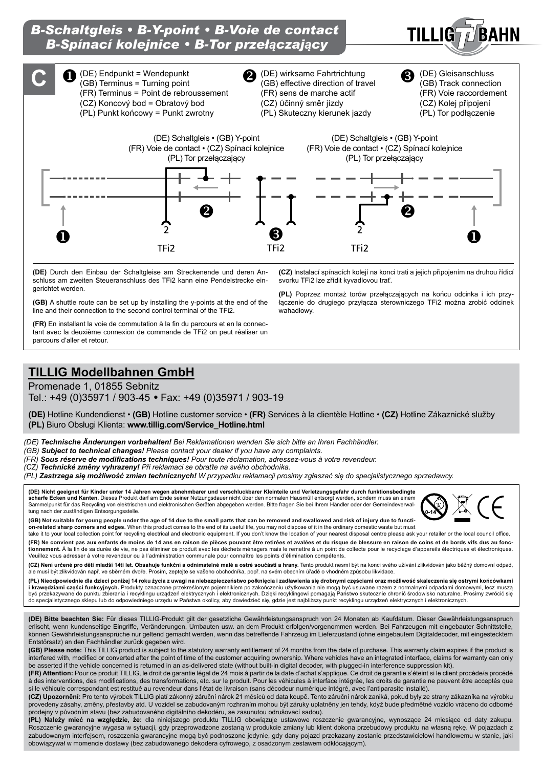# B-Schaltgleis • B-Y-point • B-Voie de contact
# B-Spínací kolejnice • B-Tor przełączający

TILLIG BAHN

**C**

❶ (DE) Endpunkt = Wendepunkt
(GB) Terminus = Turning point
(FR) Terminus = Point de rebroussement
(CZ) Koncový bod = Obratový bod
(PL) Punkt końcowy = Punkt zwrotny

❷ (DE) wirksame Fahrtrichtung
(GB) effective direction of travel
(FR) sens de marche actif
(CZ) účinný směr jízdy
(PL) Skuteczny kierunek jazdy

❸ (DE) Gleisanschluss
(GB) Track connection
(FR) Voie raccordement
(CZ) Kolej připojení
(PL) Tor podłączenie

(DE) Schaltgleis • (GB) Y-point
(FR) Voie de contact • (CZ) Spínací kolejnice
(PL) Tor przełączający

(DE) Schaltgleis • (GB) Y-point
(FR) Voie de contact • (CZ) Spínací kolejnice
(PL) Tor przełączający

❶ ❷ 2 TFi2 ❸ TFi2 2 TFi2 ❷ ❶

**(DE)** Durch den Einbau der Schaltgleise am Streckenende und deren Anschluss am zweiten Steueranschluss des TFi2 kann eine Pendelstrecke eingerichtet werden.

**(GB)** A shuttle route can be set up by installing the y-points at the end of the line and their connection to the second control terminal of the TFi2.

**(FR)** En installant la voie de commutation à la fin du parcours et en la connectant avec la deuxième connexion de commande de TFi2 on peut réaliser un parcours d'aller et retour.

**(CZ)** Instalací spínacích kolejí na konci trati a jejich připojením na druhou řídicí svorku TFi2 lze zřídit kyvadlovou trať.

**(PL)** Poprzez montaż torów przełączających na końcu odcinka i ich przyłączenie do drugiego przyłącza sterowniczego TFi2 można zrobić odcinek wahadłowy.

## TILLIG Modellbahnen GmbH

Promenade 1, 01855 Sebnitz
Tel.: +49 (0)35971 / 903-45 • Fax: +49 (0)35971 / 903-19

**(DE)** Hotline Kundendienst • **(GB)** Hotline customer service • **(FR)** Services à la clientèle Hotline • **(CZ)** Hotline Zákaznické služby
**(PL)** Biuro Obsługi Klienta: **www.tillig.com/Service_Hotline.html**

*(DE)* ***Technische Änderungen vorbehalten!*** *Bei Reklamationen wenden Sie sich bitte an Ihren Fachhändler.*
*(GB)* ***Subject to technical changes!*** *Please contact your dealer if you have any complaints.*
*(FR)* ***Sous réserve de modifications techniques!*** *Pour toute réclamation, adressez-vous à votre revendeur.*
*(CZ)* ***Technické změny vyhrazeny!*** *Při reklamaci se obraťte na svého obchodníka.*
*(PL)* ***Zastrzega się możliwość zmian technicznych!*** *W przypadku reklamacji prosimy zgłaszać się do specjalistycznego sprzedawcy.*

**(DE) Nicht geeignet für Kinder unter 14 Jahren wegen abnehmbarer und verschluckbarer Kleinteile und Verletzungsgefahr durch funktionsbedingte scharfe Ecken und Kanten.** Dieses Produkt darf am Ende seiner Nutzungsdauer nicht über den normalen Hausmüll entsorgt werden, sondern muss an einem Sammelpunkt für das Recycling von elektrischen und elektronischen Geräten abgegeben werden. Bitte fragen Sie bei Ihrem Händler oder der Gemeindeverwaltung nach der zuständigen Entsorgungsstelle.

**(GB) Not suitable for young people under the age of 14 due to the small parts that can be removed and swallowed and risk of injury due to function-related sharp corners and edges.** When this product comes to the end of its useful life, you may not dispose of it in the ordinary domestic waste but must take it to your local collection point for recycling electrical and electronic equipment. If you don't know the location of your nearest disposal centre please ask your retailer or the local council office.

**(FR) Ne convient pas aux enfants de moins de 14 ans en raison de pièces pouvant être retirées et avalées et du risque de blessure en raison de coins et de bords vifs dus au fonctionnement.** À la fin de sa durée de vie, ne pas éliminer ce produit avec les déchets ménagers mais le remettre à un point de collecte pour le recyclage d'appareils électriques et électroniques. Veuillez vous adresser à votre revendeur ou à l'administration communale pour connaître les points d'élimination compétents.

**(CZ) Není určené pro děti mladší 14ti let. Obsahuje funkční a odnímatelné malé a ostré součásti a hrany.** Tento produkt nesmí být na konci svého užívání zlikvidován jako běžný domovní odpad, ale musí být zlikvidován např. ve sběrném dvoře. Prosím, zeptejte se vašeho obchodníka, popř. na svém obecním úřadě o vhodném způsobu likvidace.

**(PL) Nieodpowiednie dla dzieci poniżej 14 roku życia z uwagi na niebezpieczeństwo połknięcia i zadławienia się drobnymi częściami oraz możliwość skaleczenia się ostrymi końcówkami i krawędziami części funkcyjnych.** Produkty oznaczone przekreślonym pojemnikiem po zakończeniu użytkowania nie mogą być usuwane razem z normalnymi odpadami domowymi, lecz muszą być przekazywane do punktu zbierania i recyklingu urządzeń elektrycznych i elektronicznych. Dzięki recyklingowi pomagają Państwo skutecznie chronić środowisko naturalne. Prosimy zwrócić się do specjalistycznego sklepu lub do odpowiedniego urzędu w Państwa okolicy, aby dowiedzieć się, gdzie jest najbliższy punkt recyklingu urządzeń elektrycznych i elektronicznych.

0-14 CE

**(DE) Bitte beachten Sie:** Für dieses TILLIG-Produkt gilt der gesetzliche Gewährleistungsanspruch von 24 Monaten ab Kaufdatum. Dieser Gewährleistungsanspruch erlischt, wenn kundenseitige Eingriffe, Veränderungen, Umbauten usw. an dem Produkt erfolgen/vorgenommen werden. Bei Fahrzeugen mit eingebauter Schnittstelle, können Gewährleistungsansprüche nur geltend gemacht werden, wenn das betreffende Fahrzeug im Lieferzustand (ohne eingebautem Digitaldecoder, mit eingestecktem Entstörsatz) an den Fachhändler zurück gegeben wird.

**(GB) Please note:** This TILLIG product is subject to the statutory warranty entitlement of 24 months from the date of purchase. This warranty claim expires if the product is interfered with, modified or converted after the point of time of the customer acquiring ownership. Where vehicles have an integrated interface, claims for warranty can only be asserted if the vehicle concerned is returned in an as-delivered state (without built-in digital decoder, with plugged-in interference suppression kit).

**(FR) Attention:** Pour ce produit TILLIG, le droit de garantie légal de 24 mois à partir de la date d'achat s'applique. Ce droit de garantie s'éteint si le client procède/a procédé à des interventions, des modifications, des transformations, etc. sur le produit. Pour les véhicules à interface intégrée, les droits de garantie ne peuvent être acceptés que si le véhicule correspondant est restitué au revendeur dans l'état de livraison (sans décodeur numérique intégré, avec l'antiparasite installé).

**(CZ) Upozornění:** Pro tento výrobek TILLIG platí zákonný záruční nárok 21 měsíců od data koupě. Tento záruční nárok zaniká, pokud byly ze strany zákazníka na výrobku provedeny zásahy, změny, přestavby atd. U vozidel se zabudovaným rozhraním mohou být záruky uplatněny jen tehdy, když bude předmětné vozidlo vráceno do odborné prodejny v původním stavu (bez zabudovaného digitálního dekodéru, se zasunutou odrušovací sadou).

**(PL) Należy mieć na względzie, że:** dla niniejszego produktu TILLIG obowiązuje ustawowe roszczenie gwarancyjne, wynoszące 24 miesiące od daty zakupu. Roszczenie gwarancyjne wygasa w sytuacji, gdy przeprowadzone zostaną w produkcie zmiany lub klient dokona przebudowy produktu na własną rękę. W pojazdach z zabudowanym interfejsem, roszczenia gwarancyjne mogą być podnoszone jedynie, gdy dany pojazd przekazany zostanie przedstawicielowi handlowemu w stanie, jaki obowiązywał w momencie dostawy (bez zabudowanego dekodera cyfrowego, z osadzonym zestawem odkłócającym).